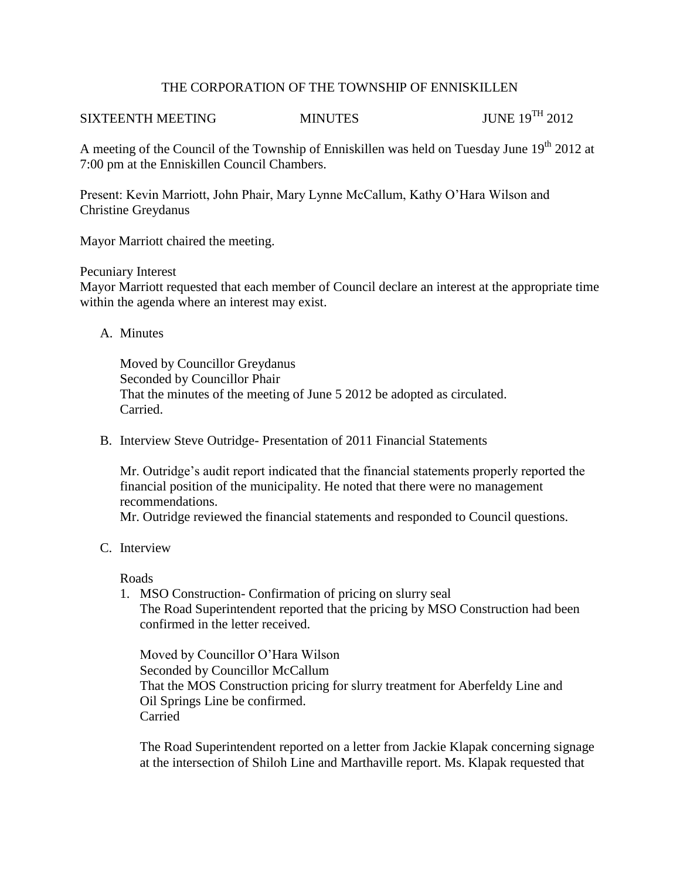# THE CORPORATION OF THE TOWNSHIP OF ENNISKILLEN

SIXTEENTH MEETING MINUTES JUNE 19TH 2012

A meeting of the Council of the Township of Enniskillen was held on Tuesday June 19th 2012 at 7:00 pm at the Enniskillen Council Chambers.

Present: Kevin Marriott, John Phair, Mary Lynne McCallum, Kathy O'Hara Wilson and Christine Greydanus

Mayor Marriott chaired the meeting.

Pecuniary Interest
Mayor Marriott requested that each member of Council declare an interest at the appropriate time within the agenda where an interest may exist.

A. Minutes

   Moved by Councillor Greydanus
   Seconded by Councillor Phair
   That the minutes of the meeting of June 5 2012 be adopted as circulated.
   Carried.

B. Interview Steve Outridge- Presentation of 2011 Financial Statements

   Mr. Outridge's audit report indicated that the financial statements properly reported the financial position of the municipality. He noted that there were no management recommendations.
   Mr. Outridge reviewed the financial statements and responded to Council questions.

C. Interview

   Roads

   1. MSO Construction- Confirmation of pricing on slurry seal
      The Road Superintendent reported that the pricing by MSO Construction had been confirmed in the letter received.

      Moved by Councillor O'Hara Wilson
      Seconded by Councillor McCallum
      That the MOS Construction pricing for slurry treatment for Aberfeldy Line and Oil Springs Line be confirmed.
      Carried

      The Road Superintendent reported on a letter from Jackie Klapak concerning signage at the intersection of Shiloh Line and Marthaville report. Ms. Klapak requested that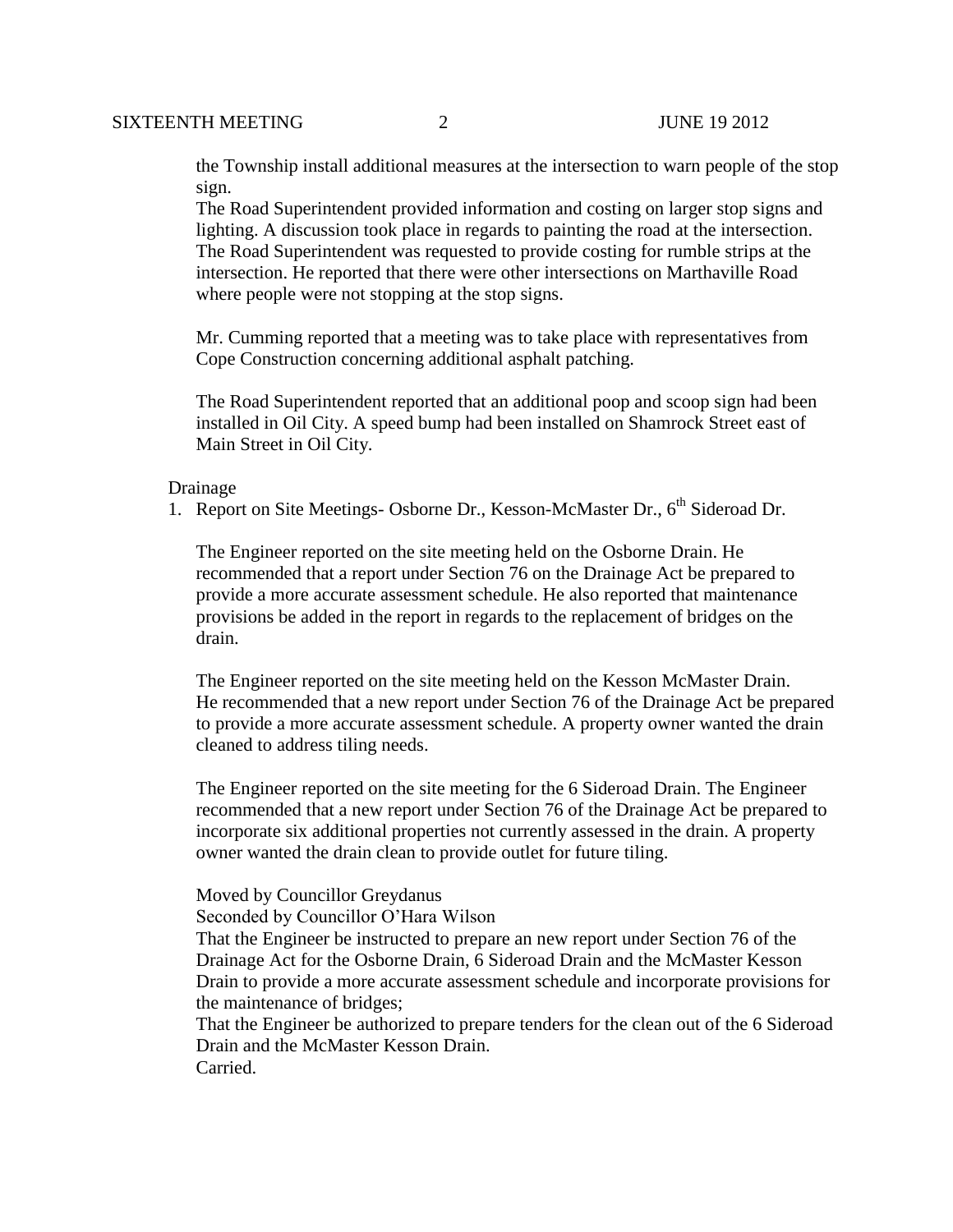the Township install additional measures at the intersection to warn people of the stop sign.

The Road Superintendent provided information and costing on larger stop signs and lighting. A discussion took place in regards to painting the road at the intersection. The Road Superintendent was requested to provide costing for rumble strips at the intersection. He reported that there were other intersections on Marthaville Road where people were not stopping at the stop signs.

Mr. Cumming reported that a meeting was to take place with representatives from Cope Construction concerning additional asphalt patching.

The Road Superintendent reported that an additional poop and scoop sign had been installed in Oil City. A speed bump had been installed on Shamrock Street east of Main Street in Oil City.

Drainage

1. Report on Site Meetings- Osborne Dr., Kesson-McMaster Dr., 6th Sideroad Dr.

The Engineer reported on the site meeting held on the Osborne Drain. He recommended that a report under Section 76 on the Drainage Act be prepared to provide a more accurate assessment schedule. He also reported that maintenance provisions be added in the report in regards to the replacement of bridges on the drain.

The Engineer reported on the site meeting held on the Kesson McMaster Drain. He recommended that a new report under Section 76 of the Drainage Act be prepared to provide a more accurate assessment schedule. A property owner wanted the drain cleaned to address tiling needs.

The Engineer reported on the site meeting for the 6 Sideroad Drain. The Engineer recommended that a new report under Section 76 of the Drainage Act be prepared to incorporate six additional properties not currently assessed in the drain. A property owner wanted the drain clean to provide outlet for future tiling.

Moved by Councillor Greydanus
Seconded by Councillor O'Hara Wilson
That the Engineer be instructed to prepare an new report under Section 76 of the Drainage Act for the Osborne Drain, 6 Sideroad Drain and the McMaster Kesson Drain to provide a more accurate assessment schedule and incorporate provisions for the maintenance of bridges;
That the Engineer be authorized to prepare tenders for the clean out of the 6 Sideroad Drain and the McMaster Kesson Drain.
Carried.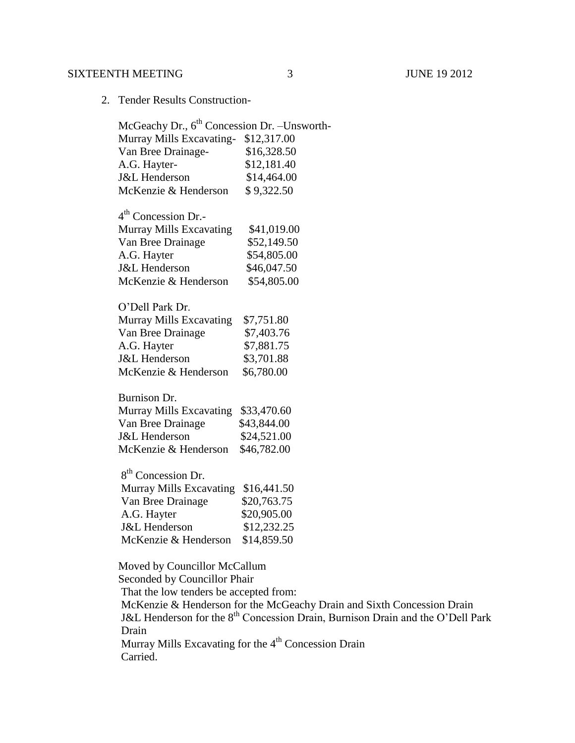2. Tender Results Construction-

McGeachy Dr., 6th Concession Dr. –Unsworth-

| | |
|---|---|
| Murray Mills Excavating- | $12,317.00 |
| Van Bree Drainage- | $16,328.50 |
| A.G. Hayter- | $12,181.40 |
| J&L Henderson | $14,464.00 |
| McKenzie & Henderson | $ 9,322.50 |

4th Concession Dr.-

| | |
|---|---|
| Murray Mills Excavating | $41,019.00 |
| Van Bree Drainage | $52,149.50 |
| A.G. Hayter | $54,805.00 |
| J&L Henderson | $46,047.50 |
| McKenzie & Henderson | $54,805.00 |

O'Dell Park Dr.

| | |
|---|---|
| Murray Mills Excavating | $7,751.80 |
| Van Bree Drainage | $7,403.76 |
| A.G. Hayter | $7,881.75 |
| J&L Henderson | $3,701.88 |
| McKenzie & Henderson | $6,780.00 |

Burnison Dr.

| | |
|---|---|
| Murray Mills Excavating | $33,470.60 |
| Van Bree Drainage | $43,844.00 |
| J&L Henderson | $24,521.00 |
| McKenzie & Henderson | $46,782.00 |

8th Concession Dr.

| | |
|---|---|
| Murray Mills Excavating | $16,441.50 |
| Van Bree Drainage | $20,763.75 |
| A.G. Hayter | $20,905.00 |
| J&L Henderson | $12,232.25 |
| McKenzie & Henderson | $14,859.50 |

Moved by Councillor McCallum
Seconded by Councillor Phair
That the low tenders be accepted from:
McKenzie & Henderson for the McGeachy Drain and Sixth Concession Drain
J&L Henderson for the 8th Concession Drain, Burnison Drain and the O'Dell Park Drain
Murray Mills Excavating for the 4th Concession Drain
Carried.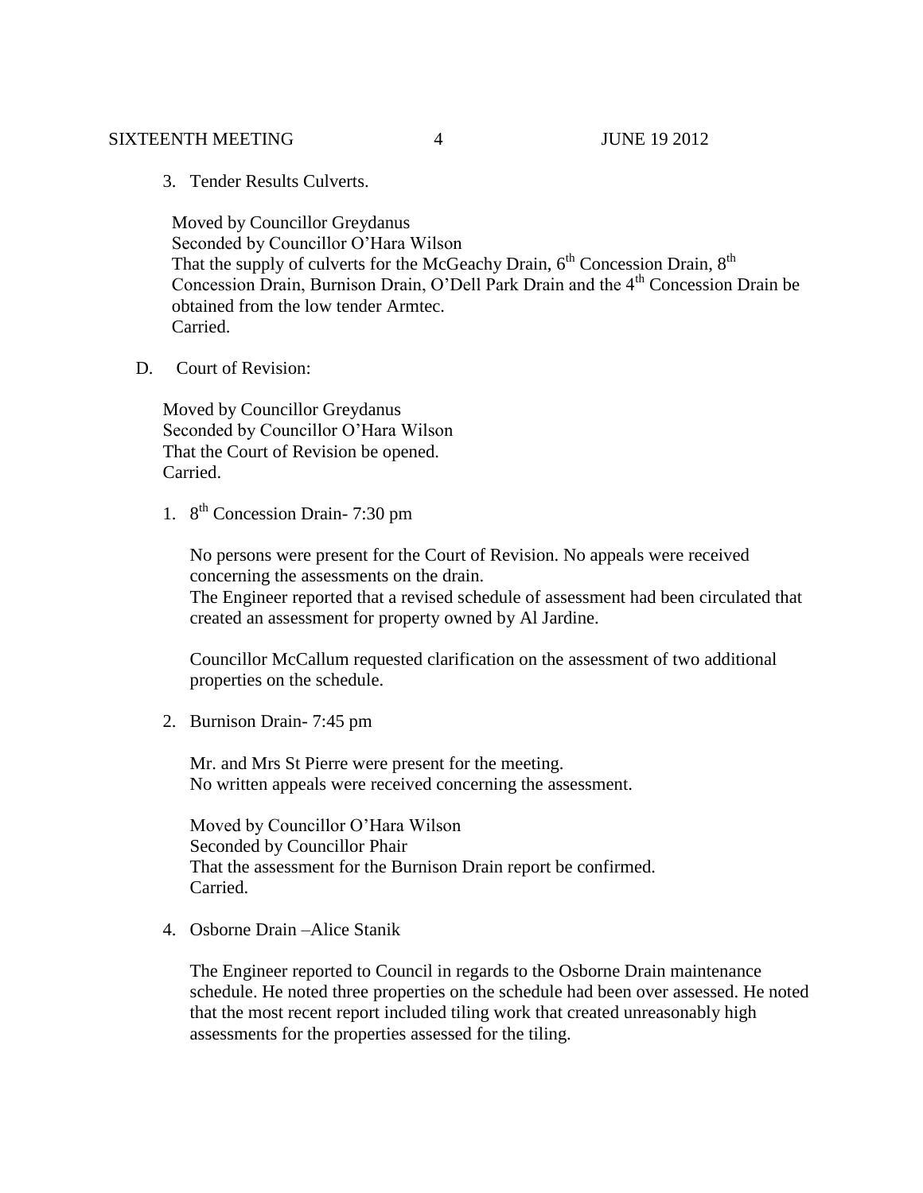3. Tender Results Culverts.

Moved by Councillor Greydanus
Seconded by Councillor O'Hara Wilson
That the supply of culverts for the McGeachy Drain, 6th Concession Drain, 8th Concession Drain, Burnison Drain, O'Dell Park Drain and the 4th Concession Drain be obtained from the low tender Armtec.
Carried.

D. Court of Revision:

Moved by Councillor Greydanus
Seconded by Councillor O'Hara Wilson
That the Court of Revision be opened.
Carried.

1. 8th Concession Drain- 7:30 pm

   No persons were present for the Court of Revision. No appeals were received concerning the assessments on the drain.
   The Engineer reported that a revised schedule of assessment had been circulated that created an assessment for property owned by Al Jardine.

   Councillor McCallum requested clarification on the assessment of two additional properties on the schedule.

2. Burnison Drain- 7:45 pm

   Mr. and Mrs St Pierre were present for the meeting.
   No written appeals were received concerning the assessment.

   Moved by Councillor O'Hara Wilson
   Seconded by Councillor Phair
   That the assessment for the Burnison Drain report be confirmed.
   Carried.

4. Osborne Drain –Alice Stanik

   The Engineer reported to Council in regards to the Osborne Drain maintenance schedule. He noted three properties on the schedule had been over assessed. He noted that the most recent report included tiling work that created unreasonably high assessments for the properties assessed for the tiling.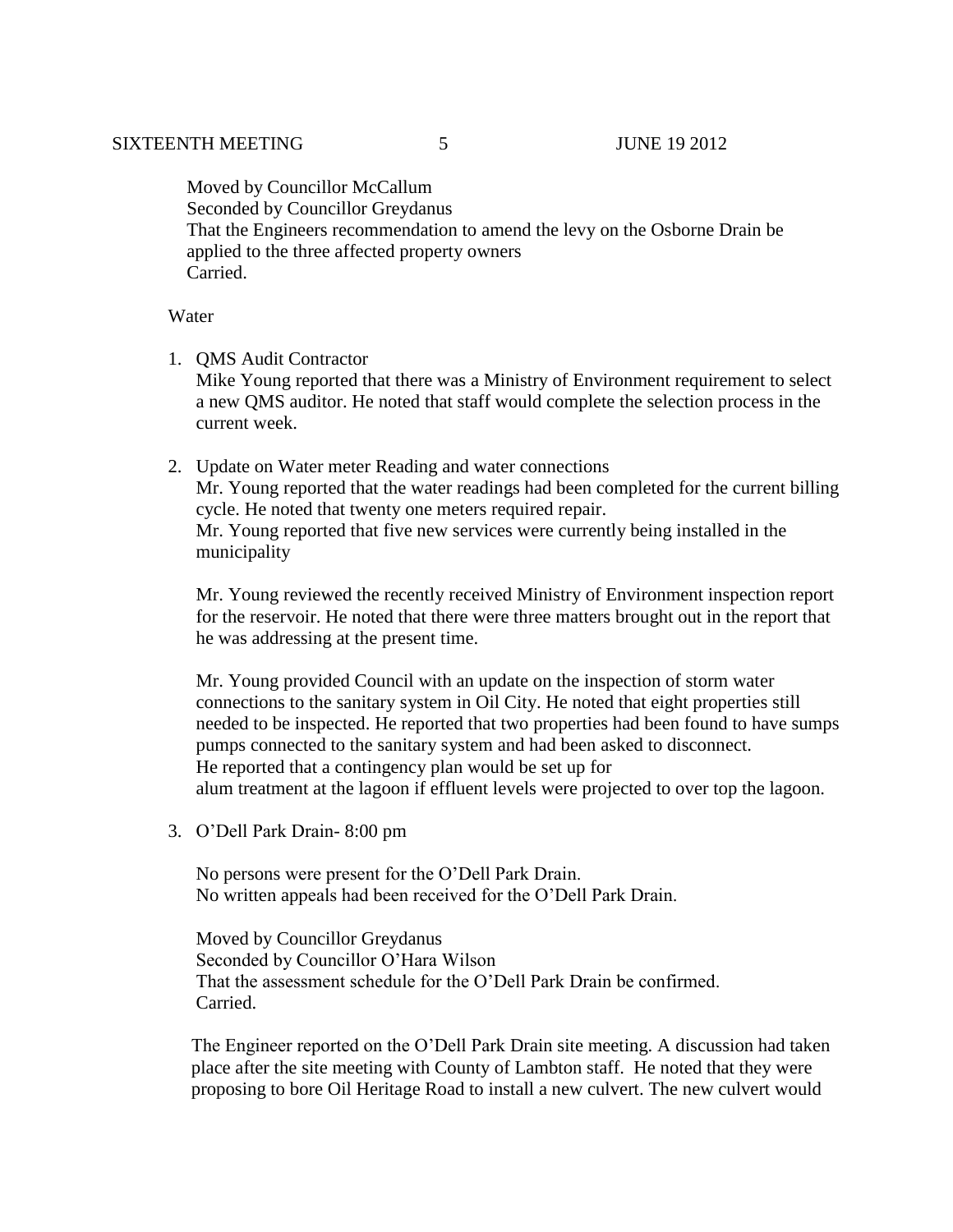Moved by Councillor McCallum
Seconded by Councillor Greydanus
That the Engineers recommendation to amend the levy on the Osborne Drain be applied to the three affected property owners
Carried.

Water

1. QMS Audit Contractor
   Mike Young reported that there was a Ministry of Environment requirement to select a new QMS auditor. He noted that staff would complete the selection process in the current week.

2. Update on Water meter Reading and water connections
   Mr. Young reported that the water readings had been completed for the current billing cycle. He noted that twenty one meters required repair.
   Mr. Young reported that five new services were currently being installed in the municipality

   Mr. Young reviewed the recently received Ministry of Environment inspection report for the reservoir. He noted that there were three matters brought out in the report that he was addressing at the present time.

   Mr. Young provided Council with an update on the inspection of storm water connections to the sanitary system in Oil City. He noted that eight properties still needed to be inspected. He reported that two properties had been found to have sumps pumps connected to the sanitary system and had been asked to disconnect.
   He reported that a contingency plan would be set up for alum treatment at the lagoon if effluent levels were projected to over top the lagoon.

3. O'Dell Park Drain- 8:00 pm

   No persons were present for the O'Dell Park Drain.
   No written appeals had been received for the O'Dell Park Drain.

   Moved by Councillor Greydanus
   Seconded by Councillor O'Hara Wilson
   That the assessment schedule for the O'Dell Park Drain be confirmed.
   Carried.

   The Engineer reported on the O'Dell Park Drain site meeting. A discussion had taken place after the site meeting with County of Lambton staff. He noted that they were proposing to bore Oil Heritage Road to install a new culvert. The new culvert would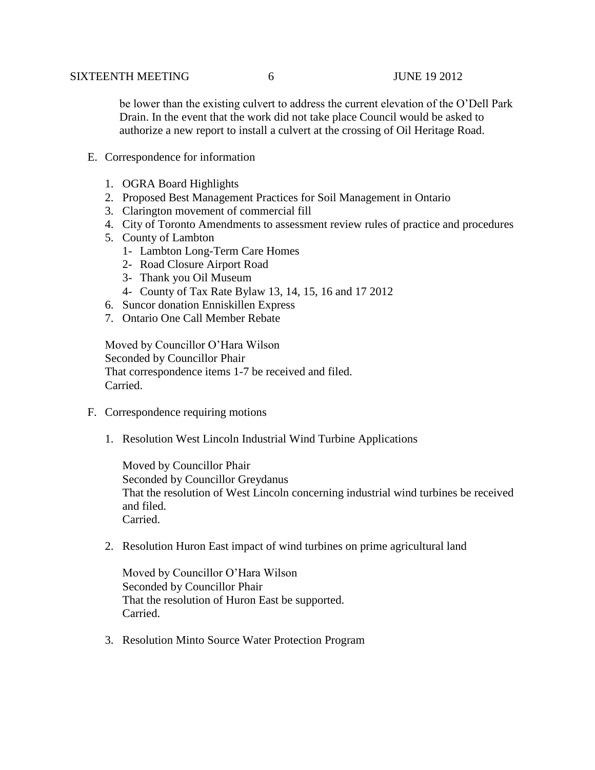be lower than the existing culvert to address the current elevation of the O'Dell Park Drain. In the event that the work did not take place Council would be asked to authorize a new report to install a culvert at the crossing of Oil Heritage Road.

E. Correspondence for information

1. OGRA Board Highlights
2. Proposed Best Management Practices for Soil Management in Ontario
3. Clarington movement of commercial fill
4. City of Toronto Amendments to assessment review rules of practice and procedures
5. County of Lambton
   1- Lambton Long-Term Care Homes
   2- Road Closure Airport Road
   3- Thank you Oil Museum
   4- County of Tax Rate Bylaw 13, 14, 15, 16 and 17 2012
6. Suncor donation Enniskillen Express
7. Ontario One Call Member Rebate

Moved by Councillor O'Hara Wilson
Seconded by Councillor Phair
That correspondence items 1-7 be received and filed.
Carried.

F. Correspondence requiring motions

1. Resolution West Lincoln Industrial Wind Turbine Applications

   Moved by Councillor Phair
   Seconded by Councillor Greydanus
   That the resolution of West Lincoln concerning industrial wind turbines be received and filed.
   Carried.

2. Resolution Huron East impact of wind turbines on prime agricultural land

   Moved by Councillor O'Hara Wilson
   Seconded by Councillor Phair
   That the resolution of Huron East be supported.
   Carried.

3. Resolution Minto Source Water Protection Program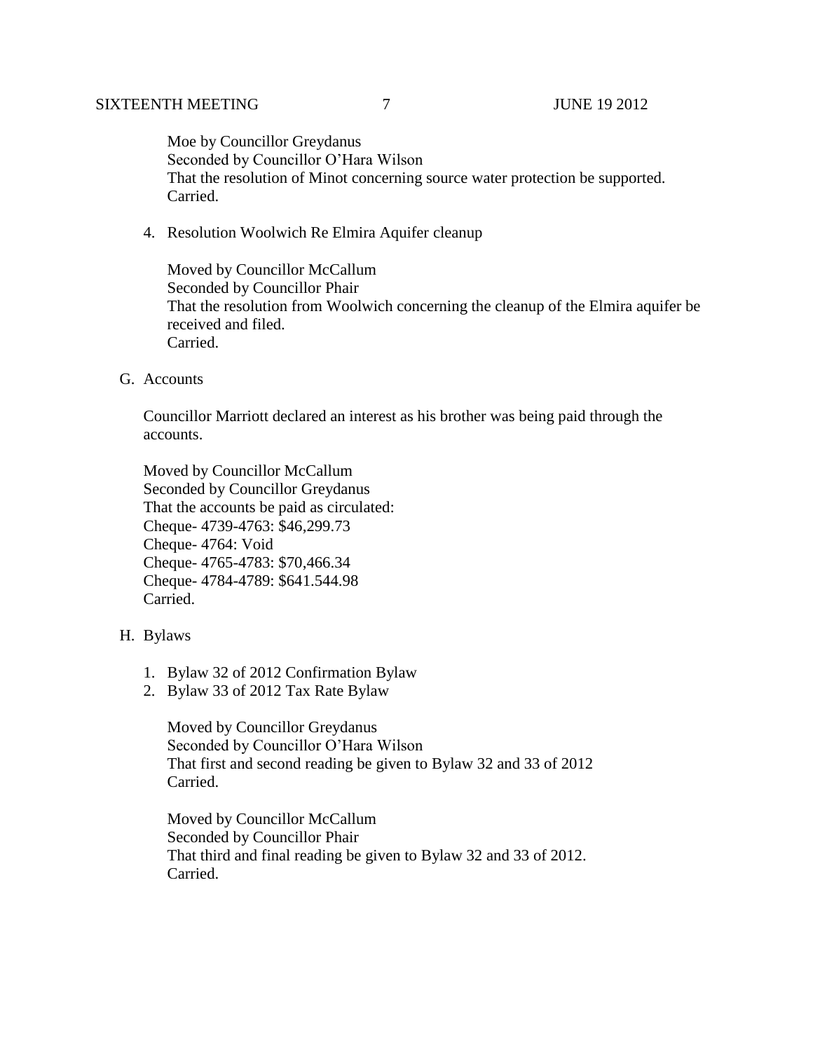Moe by Councillor Greydanus
Seconded by Councillor O'Hara Wilson
That the resolution of Minot concerning source water protection be supported.
Carried.

4. Resolution Woolwich Re Elmira Aquifer cleanup

Moved by Councillor McCallum
Seconded by Councillor Phair
That the resolution from Woolwich concerning the cleanup of the Elmira aquifer be received and filed.
Carried.

G. Accounts

Councillor Marriott declared an interest as his brother was being paid through the accounts.

Moved by Councillor McCallum
Seconded by Councillor Greydanus
That the accounts be paid as circulated:
Cheque- 4739-4763: $46,299.73
Cheque- 4764: Void
Cheque- 4765-4783: $70,466.34
Cheque- 4784-4789: $641.544.98
Carried.

H. Bylaws

1. Bylaw 32 of 2012 Confirmation Bylaw
2. Bylaw 33 of 2012 Tax Rate Bylaw

Moved by Councillor Greydanus
Seconded by Councillor O'Hara Wilson
That first and second reading be given to Bylaw 32 and 33 of 2012
Carried.

Moved by Councillor McCallum
Seconded by Councillor Phair
That third and final reading be given to Bylaw 32 and 33 of 2012.
Carried.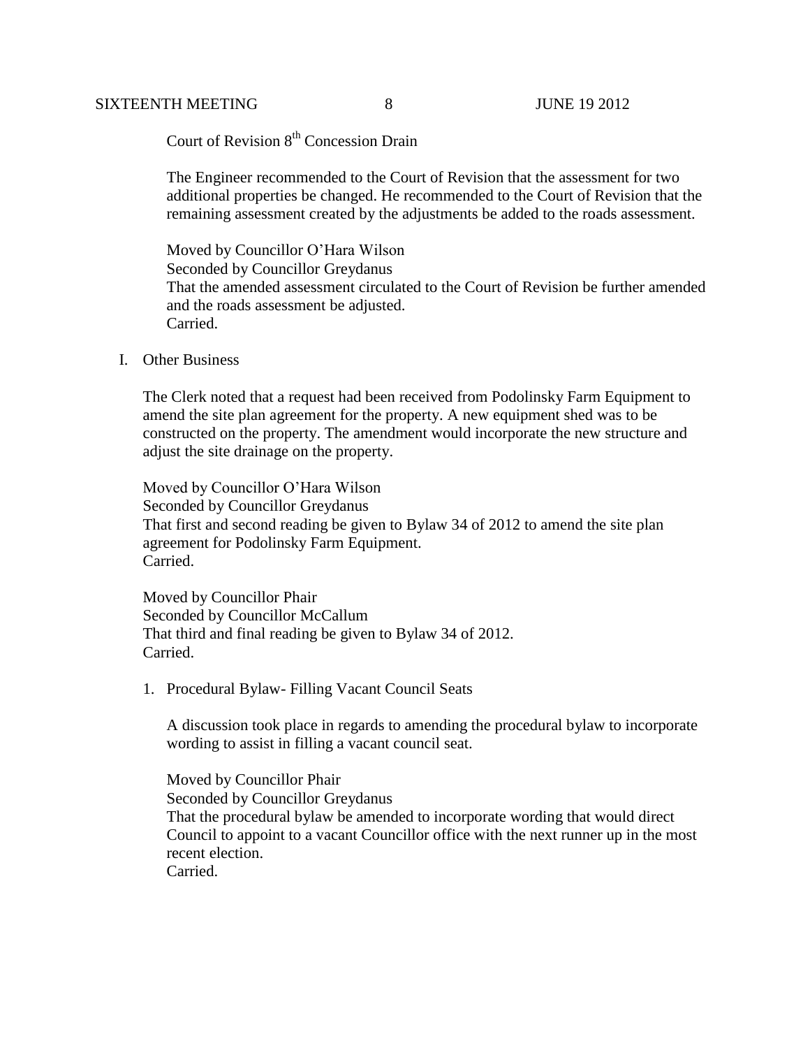Court of Revision 8th Concession Drain

The Engineer recommended to the Court of Revision that the assessment for two additional properties be changed. He recommended to the Court of Revision that the remaining assessment created by the adjustments be added to the roads assessment.

Moved by Councillor O'Hara Wilson
Seconded by Councillor Greydanus
That the amended assessment circulated to the Court of Revision be further amended and the roads assessment be adjusted.
Carried.

I. Other Business

The Clerk noted that a request had been received from Podolinsky Farm Equipment to amend the site plan agreement for the property. A new equipment shed was to be constructed on the property. The amendment would incorporate the new structure and adjust the site drainage on the property.

Moved by Councillor O'Hara Wilson
Seconded by Councillor Greydanus
That first and second reading be given to Bylaw 34 of 2012 to amend the site plan agreement for Podolinsky Farm Equipment.
Carried.

Moved by Councillor Phair
Seconded by Councillor McCallum
That third and final reading be given to Bylaw 34 of 2012.
Carried.

1. Procedural Bylaw- Filling Vacant Council Seats

A discussion took place in regards to amending the procedural bylaw to incorporate wording to assist in filling a vacant council seat.

Moved by Councillor Phair
Seconded by Councillor Greydanus
That the procedural bylaw be amended to incorporate wording that would direct Council to appoint to a vacant Councillor office with the next runner up in the most recent election.
Carried.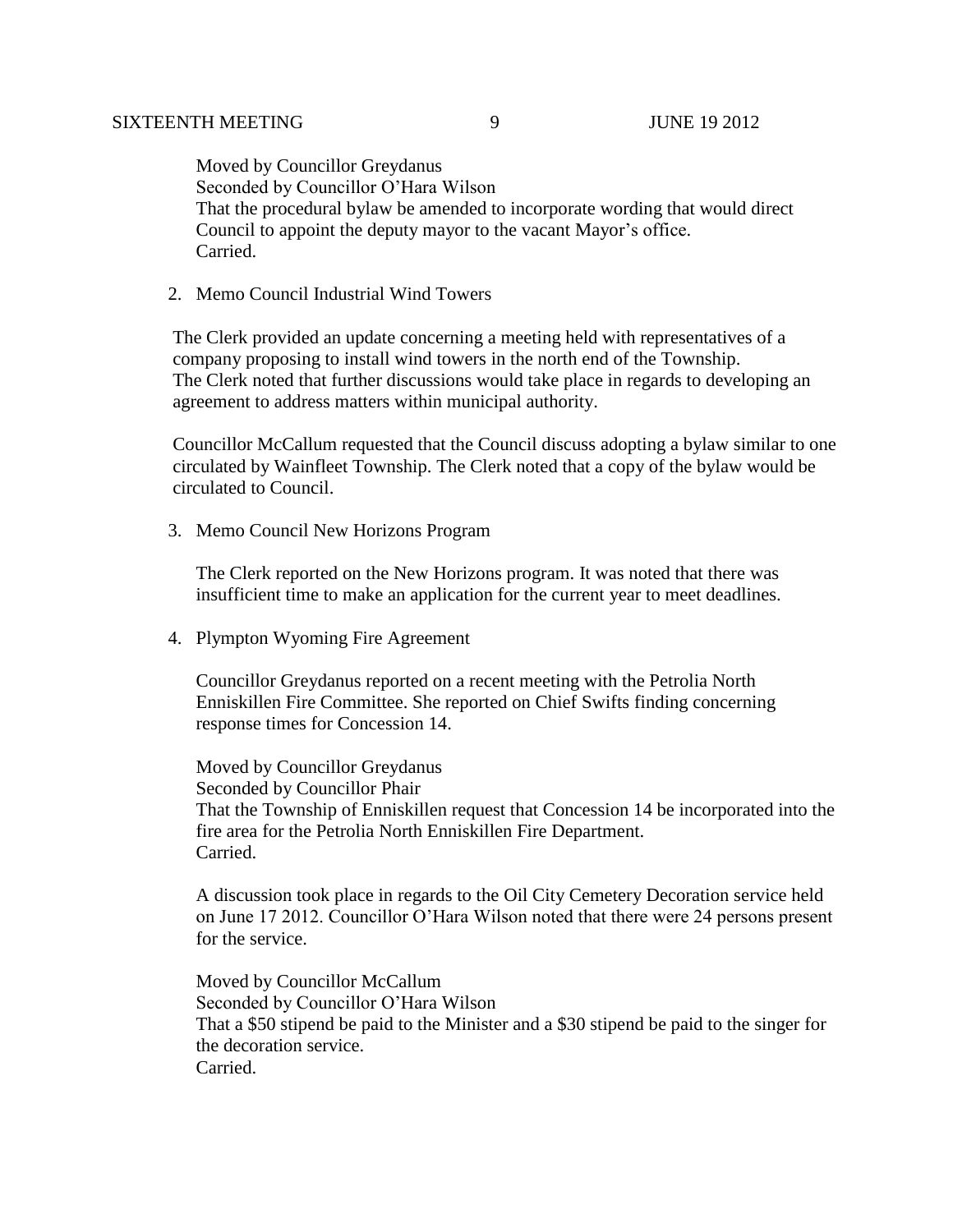Moved by Councillor Greydanus
Seconded by Councillor O'Hara Wilson
That the procedural bylaw be amended to incorporate wording that would direct Council to appoint the deputy mayor to the vacant Mayor's office.
Carried.

2. Memo Council Industrial Wind Towers

The Clerk provided an update concerning a meeting held with representatives of a company proposing to install wind towers in the north end of the Township. The Clerk noted that further discussions would take place in regards to developing an agreement to address matters within municipal authority.

Councillor McCallum requested that the Council discuss adopting a bylaw similar to one circulated by Wainfleet Township. The Clerk noted that a copy of the bylaw would be circulated to Council.

3. Memo Council New Horizons Program

The Clerk reported on the New Horizons program. It was noted that there was insufficient time to make an application for the current year to meet deadlines.

4. Plympton Wyoming Fire Agreement

Councillor Greydanus reported on a recent meeting with the Petrolia North Enniskillen Fire Committee. She reported on Chief Swifts finding concerning response times for Concession 14.

Moved by Councillor Greydanus
Seconded by Councillor Phair
That the Township of Enniskillen request that Concession 14 be incorporated into the fire area for the Petrolia North Enniskillen Fire Department.
Carried.

A discussion took place in regards to the Oil City Cemetery Decoration service held on June 17 2012. Councillor O'Hara Wilson noted that there were 24 persons present for the service.

Moved by Councillor McCallum
Seconded by Councillor O'Hara Wilson
That a $50 stipend be paid to the Minister and a $30 stipend be paid to the singer for the decoration service.
Carried.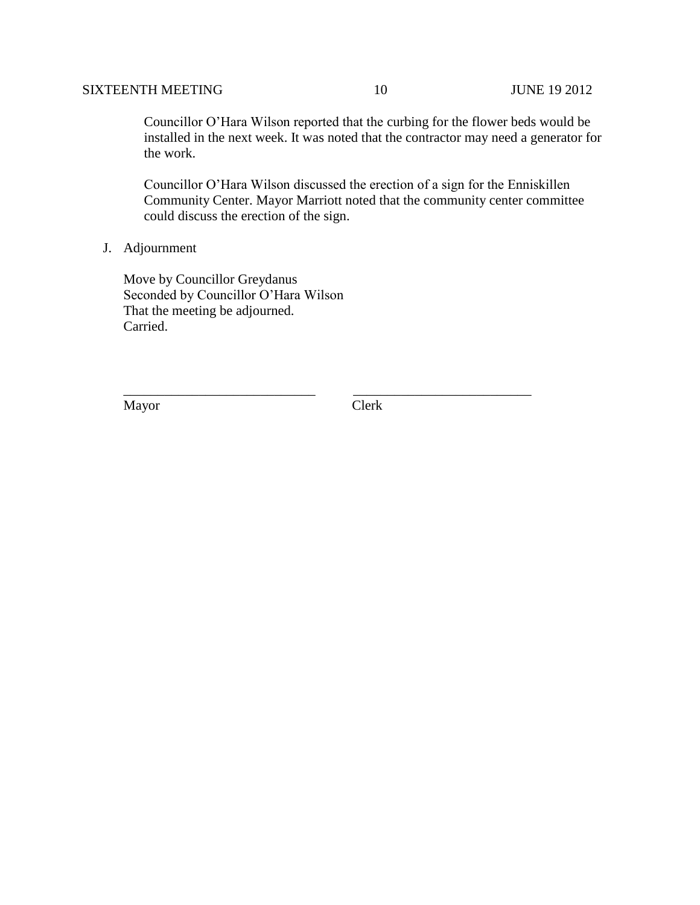Councillor O'Hara Wilson reported that the curbing for the flower beds would be installed in the next week. It was noted that the contractor may need a generator for the work.

Councillor O'Hara Wilson discussed the erection of a sign for the Enniskillen Community Center. Mayor Marriott noted that the community center committee could discuss the erection of the sign.

J. Adjournment

Move by Councillor Greydanus
Seconded by Councillor O'Hara Wilson
That the meeting be adjourned.
Carried.

\_\_\_\_\_\_\_\_\_\_\_\_\_\_\_\_\_\_\_\_\_\_\_\_\_\_\_\_ \_\_\_\_\_\_\_\_\_\_\_\_\_\_\_\_\_\_\_\_\_\_\_\_\_\_
Mayor Clerk